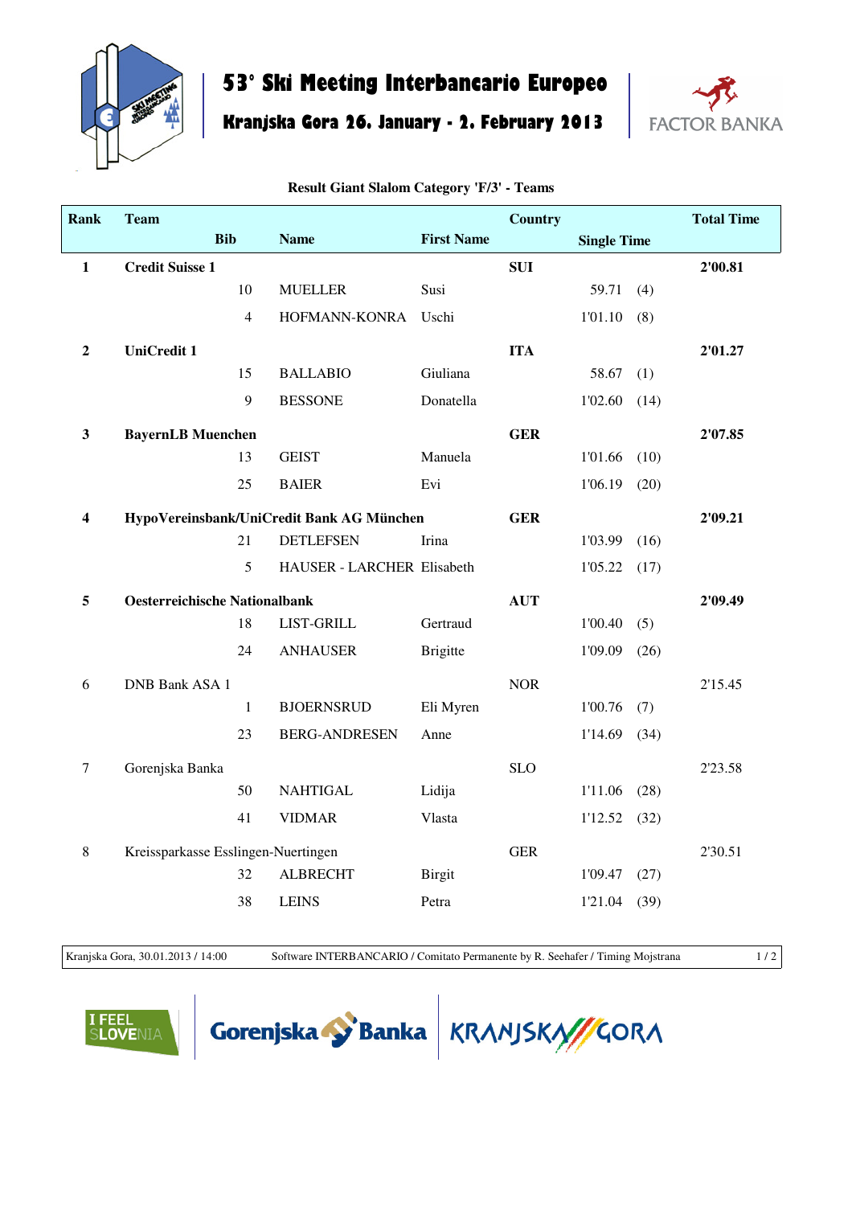# 53° Ski Meeting Interbancario Europeo

## Kranjska Gora 26. January - 2. February 2013

FACTOR BANKA

**Result Giant Slalom Category 'F/3' - Teams**

| Rank | Team | | | | Country | Single Time | | Total Time |
|---|---|---|---|---|---|---|---|---|
| | | Bib | Name | First Name | | | | |
| **1** | **Credit Suisse 1** | | | | **SUI** | | | **2'00.81** |
| | | 10 | MUELLER | Susi | | 59.71 | (4) | |
| | | 4 | HOFMANN-KONRA | Uschi | | 1'01.10 | (8) | |
| **2** | **UniCredit 1** | | | | **ITA** | | | **2'01.27** |
| | | 15 | BALLABIO | Giuliana | | 58.67 | (1) | |
| | | 9 | BESSONE | Donatella | | 1'02.60 | (14) | |
| **3** | **BayernLB Muenchen** | | | | **GER** | | | **2'07.85** |
| | | 13 | GEIST | Manuela | | 1'01.66 | (10) | |
| | | 25 | BAIER | Evi | | 1'06.19 | (20) | |
| **4** | **HypoVereinsbank/UniCredit Bank AG München** | | | | **GER** | | | **2'09.21** |
| | | 21 | DETLEFSEN | Irina | | 1'03.99 | (16) | |
| | | 5 | HAUSER - LARCHER | Elisabeth | | 1'05.22 | (17) | |
| **5** | **Oesterreichische Nationalbank** | | | | **AUT** | | | **2'09.49** |
| | | 18 | LIST-GRILL | Gertraud | | 1'00.40 | (5) | |
| | | 24 | ANHAUSER | Brigitte | | 1'09.09 | (26) | |
| 6 | DNB Bank ASA 1 | | | | NOR | | | 2'15.45 |
| | | 1 | BJOERNSRUD | Eli Myren | | 1'00.76 | (7) | |
| | | 23 | BERG-ANDRESEN | Anne | | 1'14.69 | (34) | |
| 7 | Gorenjska Banka | | | | SLO | | | 2'23.58 |
| | | 50 | NAHTIGAL | Lidija | | 1'11.06 | (28) | |
| | | 41 | VIDMAR | Vlasta | | 1'12.52 | (32) | |
| 8 | Kreissparkasse Esslingen-Nuertingen | | | | GER | | | 2'30.51 |
| | | 32 | ALBRECHT | Birgit | | 1'09.47 | (27) | |
| | | 38 | LEINS | Petra | | 1'21.04 | (39) | |

Kranjska Gora, 30.01.2013 / 14:00 — Software INTERBANCARIO / Comitato Permanente by R. Seehafer / Timing Mojstrana

I FEEL SLOVENIA — Gorenjska Banka — KRANJSKA GORA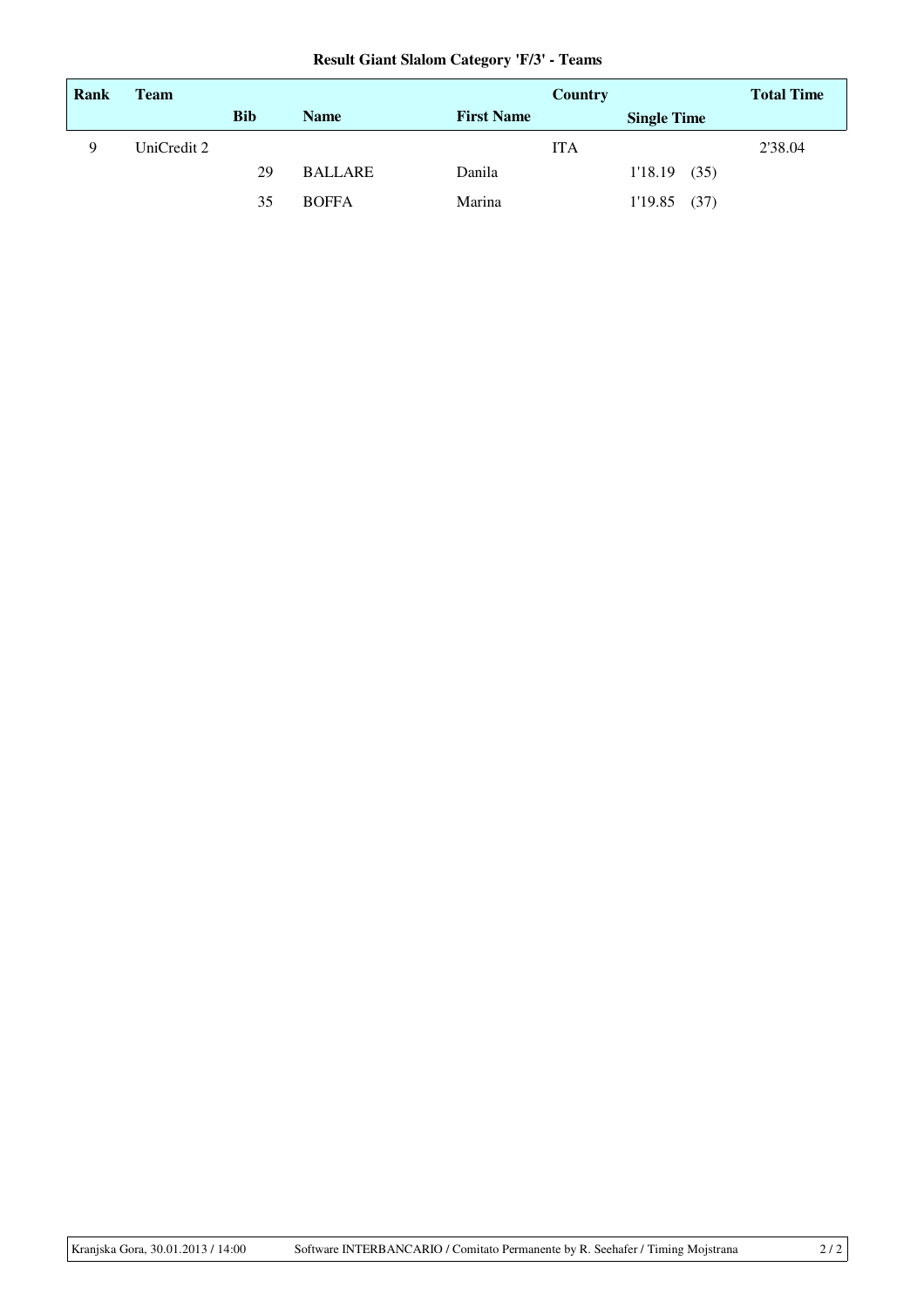**Result Giant Slalom Category 'F/3' - Teams**

| Rank | Team | Bib | Name | First Name | Country | Single Time | Total Time |
|---|---|---|---|---|---|---|---|
| 9 | UniCredit 2 | | | | ITA | | 2'38.04 |
| | | 29 | BALLARE | Danila | | 1'18.19 (35) | |
| | | 35 | BOFFA | Marina | | 1'19.85 (37) | |

Kranjska Gora, 30.01.2013 / 14:00 Software INTERBANCARIO / Comitato Permanente by R. Seehafer / Timing Mojstrana